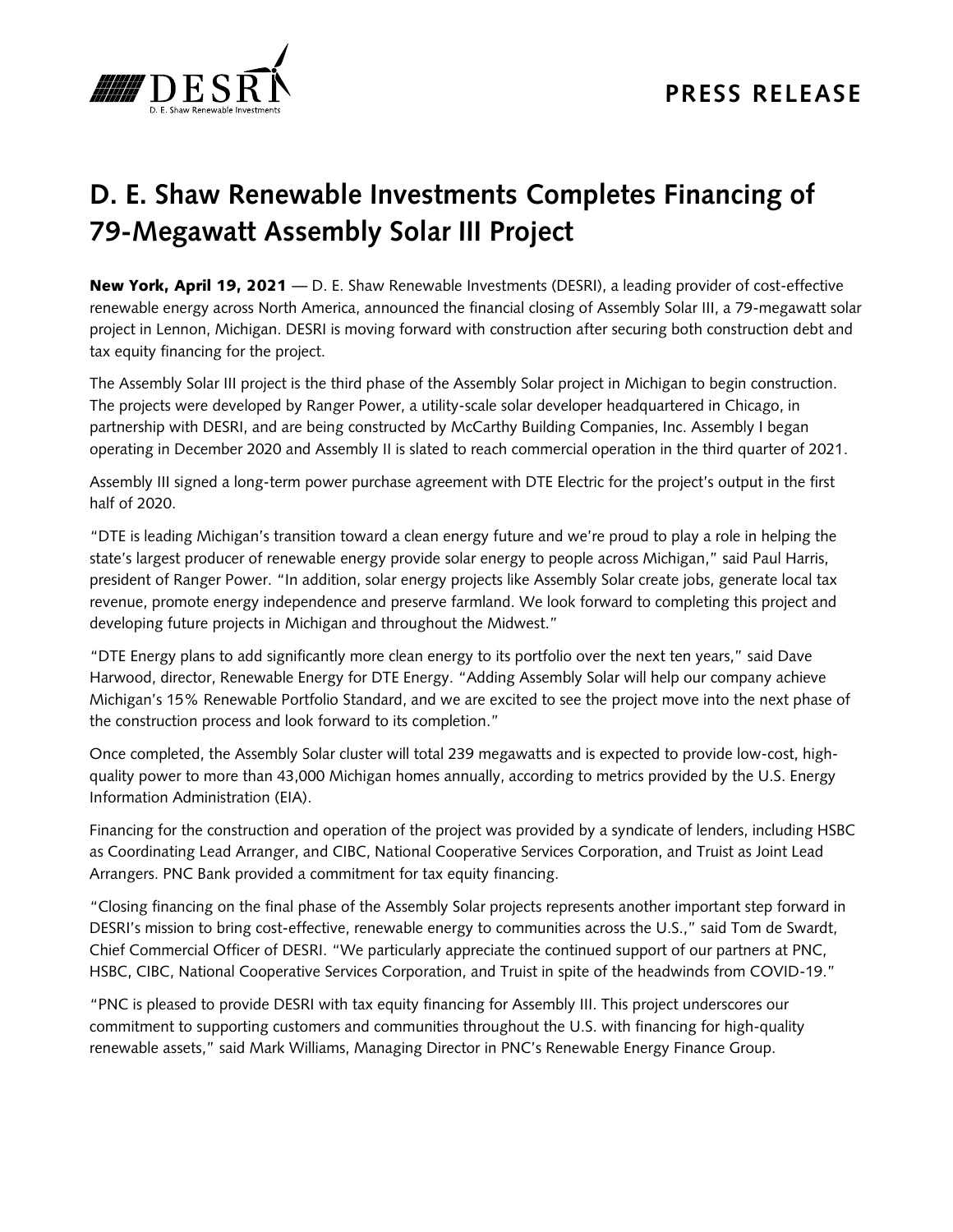**PRESS RELEASE**

# D. E. Shaw Renewable Investments Completes Financing of 79-Megawatt Assembly Solar III Project

**New York, April 19, 2021** — D. E. Shaw Renewable Investments (DESRI), a leading provider of cost-effective renewable energy across North America, announced the financial closing of Assembly Solar III, a 79-megawatt solar project in Lennon, Michigan. DESRI is moving forward with construction after securing both construction debt and tax equity financing for the project.

The Assembly Solar III project is the third phase of the Assembly Solar project in Michigan to begin construction. The projects were developed by Ranger Power, a utility-scale solar developer headquartered in Chicago, in partnership with DESRI, and are being constructed by McCarthy Building Companies, Inc. Assembly I began operating in December 2020 and Assembly II is slated to reach commercial operation in the third quarter of 2021.

Assembly III signed a long-term power purchase agreement with DTE Electric for the project's output in the first half of 2020.

"DTE is leading Michigan's transition toward a clean energy future and we're proud to play a role in helping the state's largest producer of renewable energy provide solar energy to people across Michigan," said Paul Harris, president of Ranger Power. "In addition, solar energy projects like Assembly Solar create jobs, generate local tax revenue, promote energy independence and preserve farmland. We look forward to completing this project and developing future projects in Michigan and throughout the Midwest."

"DTE Energy plans to add significantly more clean energy to its portfolio over the next ten years," said Dave Harwood, director, Renewable Energy for DTE Energy. "Adding Assembly Solar will help our company achieve Michigan's 15% Renewable Portfolio Standard, and we are excited to see the project move into the next phase of the construction process and look forward to its completion."

Once completed, the Assembly Solar cluster will total 239 megawatts and is expected to provide low-cost, high-quality power to more than 43,000 Michigan homes annually, according to metrics provided by the U.S. Energy Information Administration (EIA).

Financing for the construction and operation of the project was provided by a syndicate of lenders, including HSBC as Coordinating Lead Arranger, and CIBC, National Cooperative Services Corporation, and Truist as Joint Lead Arrangers. PNC Bank provided a commitment for tax equity financing.

"Closing financing on the final phase of the Assembly Solar projects represents another important step forward in DESRI's mission to bring cost-effective, renewable energy to communities across the U.S.," said Tom de Swardt, Chief Commercial Officer of DESRI. "We particularly appreciate the continued support of our partners at PNC, HSBC, CIBC, National Cooperative Services Corporation, and Truist in spite of the headwinds from COVID-19."

"PNC is pleased to provide DESRI with tax equity financing for Assembly III. This project underscores our commitment to supporting customers and communities throughout the U.S. with financing for high-quality renewable assets," said Mark Williams, Managing Director in PNC's Renewable Energy Finance Group.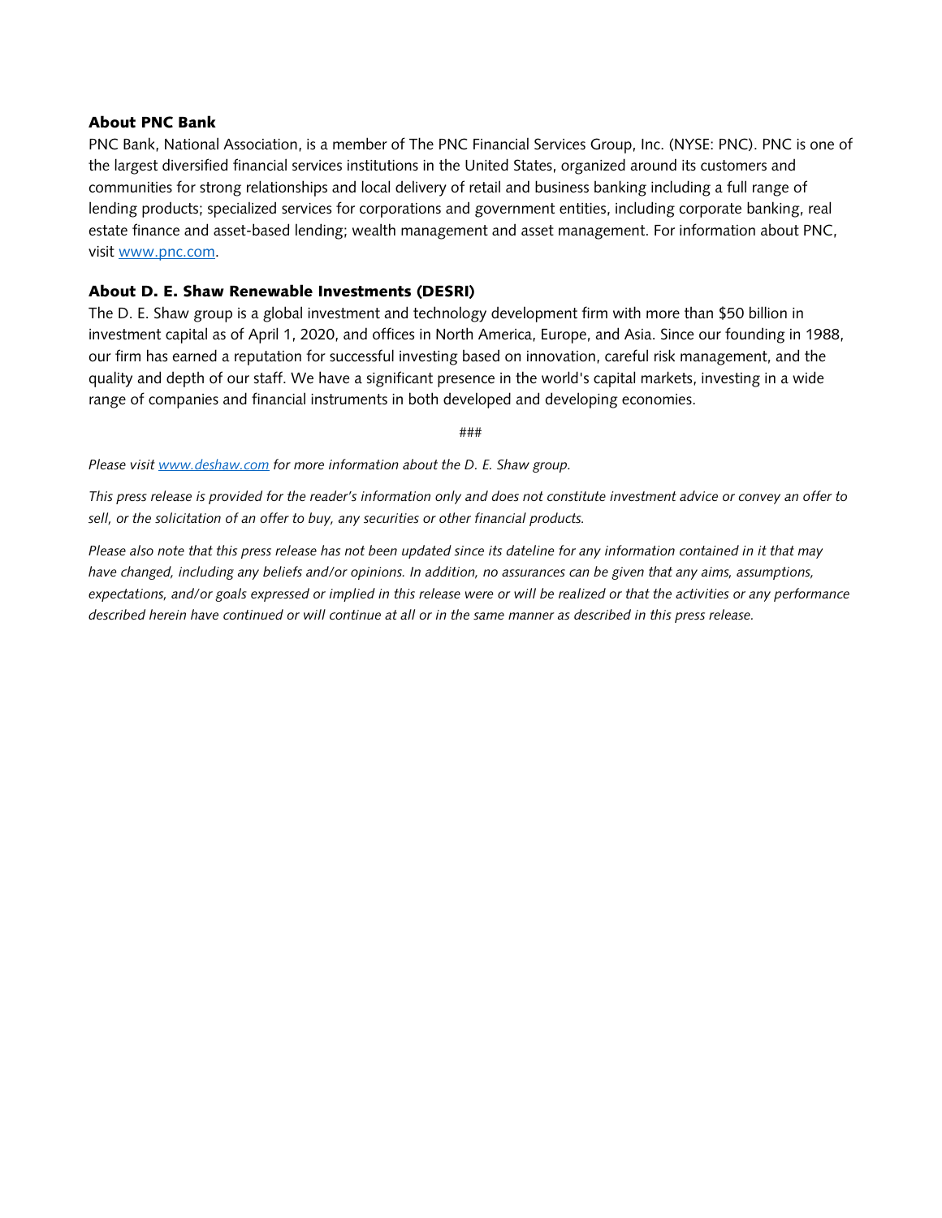**About PNC Bank**

PNC Bank, National Association, is a member of The PNC Financial Services Group, Inc. (NYSE: PNC). PNC is one of the largest diversified financial services institutions in the United States, organized around its customers and communities for strong relationships and local delivery of retail and business banking including a full range of lending products; specialized services for corporations and government entities, including corporate banking, real estate finance and asset-based lending; wealth management and asset management. For information about PNC, visit [www.pnc.com](http://www.pnc.com).

**About D. E. Shaw Renewable Investments (DESRI)**

The D. E. Shaw group is a global investment and technology development firm with more than $50 billion in investment capital as of April 1, 2020, and offices in North America, Europe, and Asia. Since our founding in 1988, our firm has earned a reputation for successful investing based on innovation, careful risk management, and the quality and depth of our staff. We have a significant presence in the world's capital markets, investing in a wide range of companies and financial instruments in both developed and developing economies.

###

*Please visit [www.deshaw.com](http://www.deshaw.com) for more information about the D. E. Shaw group.*

*This press release is provided for the reader's information only and does not constitute investment advice or convey an offer to sell, or the solicitation of an offer to buy, any securities or other financial products.*

*Please also note that this press release has not been updated since its dateline for any information contained in it that may have changed, including any beliefs and/or opinions. In addition, no assurances can be given that any aims, assumptions, expectations, and/or goals expressed or implied in this release were or will be realized or that the activities or any performance described herein have continued or will continue at all or in the same manner as described in this press release.*